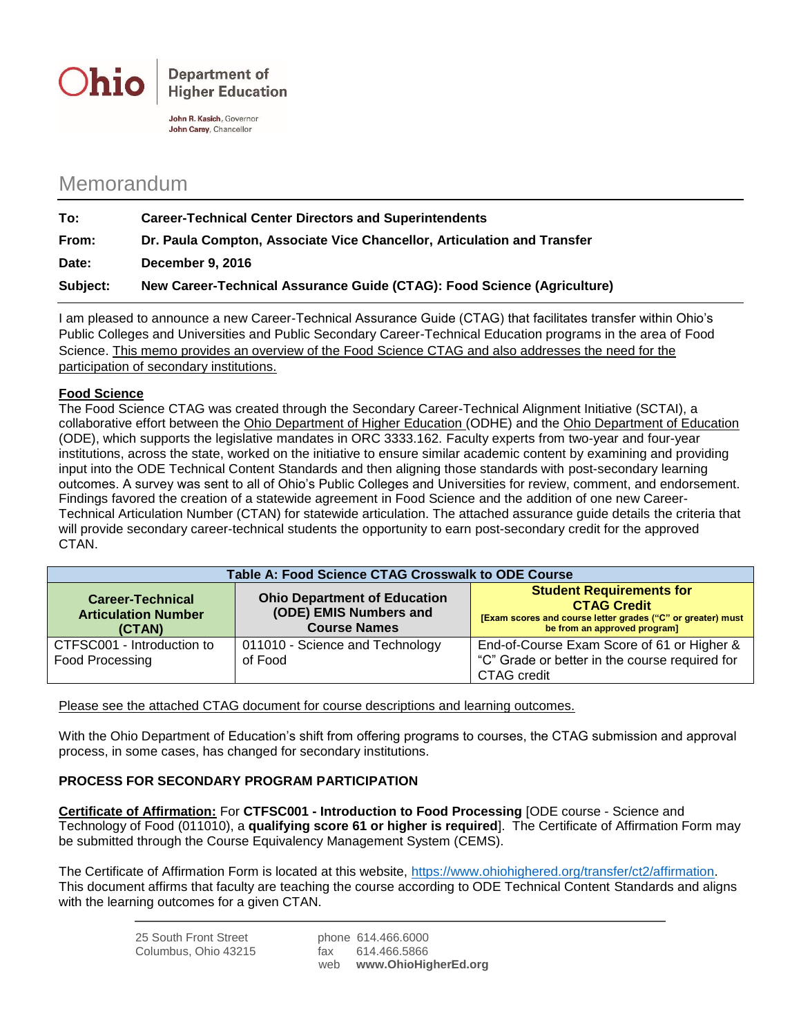Ohio | Department of Higher Education

**John R. Kasich**, Governor
**John Carey**, Chancellor

# Memorandum

| | |
|---|---|
| **To:** | **Career-Technical Center Directors and Superintendents** |
| **From:** | **Dr. Paula Compton, Associate Vice Chancellor, Articulation and Transfer** |
| **Date:** | **December 9, 2016** |
| **Subject:** | **New Career-Technical Assurance Guide (CTAG): Food Science (Agriculture)** |

I am pleased to announce a new Career-Technical Assurance Guide (CTAG) that facilitates transfer within Ohio's Public Colleges and Universities and Public Secondary Career-Technical Education programs in the area of Food Science. This memo provides an overview of the Food Science CTAG and also addresses the need for the participation of secondary institutions.

**Food Science**

The Food Science CTAG was created through the Secondary Career-Technical Alignment Initiative (SCTAI), a collaborative effort between the Ohio Department of Higher Education (ODHE) and the Ohio Department of Education (ODE), which supports the legislative mandates in ORC 3333.162. Faculty experts from two-year and four-year institutions, across the state, worked on the initiative to ensure similar academic content by examining and providing input into the ODE Technical Content Standards and then aligning those standards with post-secondary learning outcomes. A survey was sent to all of Ohio's Public Colleges and Universities for review, comment, and endorsement. Findings favored the creation of a statewide agreement in Food Science and the addition of one new Career-Technical Articulation Number (CTAN) for statewide articulation. The attached assurance guide details the criteria that will provide secondary career-technical students the opportunity to earn post-secondary credit for the approved CTAN.

| Table A: Food Science CTAG Crosswalk to ODE Course | | |
|---|---|---|
| **Career-Technical Articulation Number (CTAN)** | **Ohio Department of Education (ODE) EMIS Numbers and Course Names** | **Student Requirements for CTAG Credit** [Exam scores and course letter grades ("C" or greater) must be from an approved program] |
| CTFSC001 - Introduction to Food Processing | 011010 - Science and Technology of Food | End-of-Course Exam Score of 61 or Higher & "C" Grade or better in the course required for CTAG credit |

Please see the attached CTAG document for course descriptions and learning outcomes.

With the Ohio Department of Education's shift from offering programs to courses, the CTAG submission and approval process, in some cases, has changed for secondary institutions.

**PROCESS FOR SECONDARY PROGRAM PARTICIPATION**

**Certificate of Affirmation:** For **CTFSC001 - Introduction to Food Processing** [ODE course - Science and Technology of Food (011010), a **qualifying score 61 or higher is required**]. The Certificate of Affirmation Form may be submitted through the Course Equivalency Management System (CEMS).

The Certificate of Affirmation Form is located at this website, https://www.ohiohighered.org/transfer/ct2/affirmation. This document affirms that faculty are teaching the course according to ODE Technical Content Standards and aligns with the learning outcomes for a given CTAN.

25 South Front Street
Columbus, Ohio 43215

phone 614.466.6000
fax 614.466.5866
web **www.OhioHigherEd.org**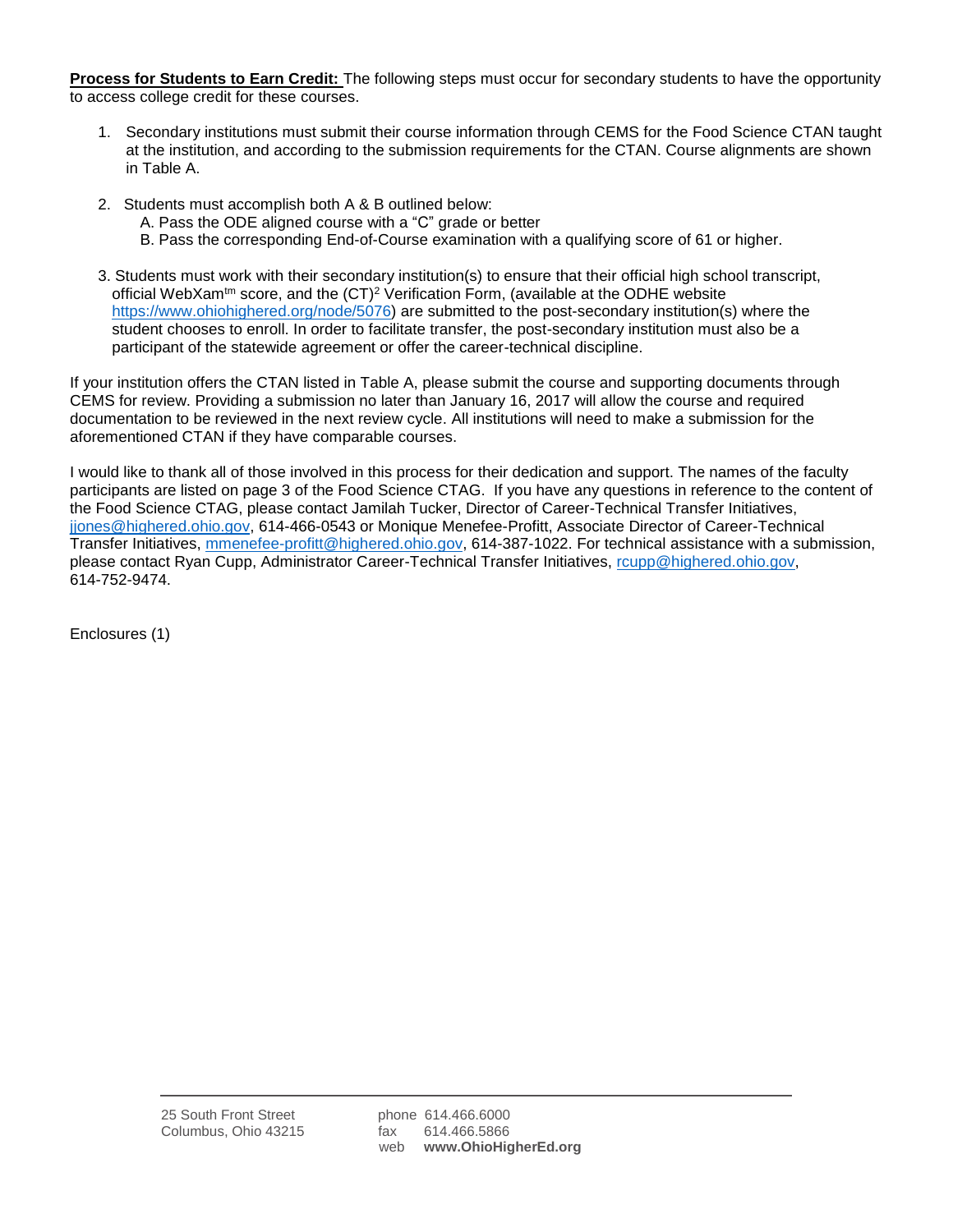**Process for Students to Earn Credit:** The following steps must occur for secondary students to have the opportunity to access college credit for these courses.

1. Secondary institutions must submit their course information through CEMS for the Food Science CTAN taught at the institution, and according to the submission requirements for the CTAN. Course alignments are shown in Table A.

2. Students must accomplish both A & B outlined below:
   A. Pass the ODE aligned course with a "C" grade or better
   B. Pass the corresponding End-of-Course examination with a qualifying score of 61 or higher.

3. Students must work with their secondary institution(s) to ensure that their official high school transcript, official WebXam™ score, and the (CT)² Verification Form, (available at the ODHE website https://www.ohiohighered.org/node/5076) are submitted to the post-secondary institution(s) where the student chooses to enroll. In order to facilitate transfer, the post-secondary institution must also be a participant of the statewide agreement or offer the career-technical discipline.

If your institution offers the CTAN listed in Table A, please submit the course and supporting documents through CEMS for review. Providing a submission no later than January 16, 2017 will allow the course and required documentation to be reviewed in the next review cycle. All institutions will need to make a submission for the aforementioned CTAN if they have comparable courses.

I would like to thank all of those involved in this process for their dedication and support. The names of the faculty participants are listed on page 3 of the Food Science CTAG. If you have any questions in reference to the content of the Food Science CTAG, please contact Jamilah Tucker, Director of Career-Technical Transfer Initiatives, jjones@highered.ohio.gov, 614-466-0543 or Monique Menefee-Profitt, Associate Director of Career-Technical Transfer Initiatives, mmenefee-profitt@highered.ohio.gov, 614-387-1022. For technical assistance with a submission, please contact Ryan Cupp, Administrator Career-Technical Transfer Initiatives, rcupp@highered.ohio.gov, 614-752-9474.

Enclosures (1)

25 South Front Street
Columbus, Ohio 43215

phone 614.466.6000
fax 614.466.5866
web **www.OhioHigherEd.org**